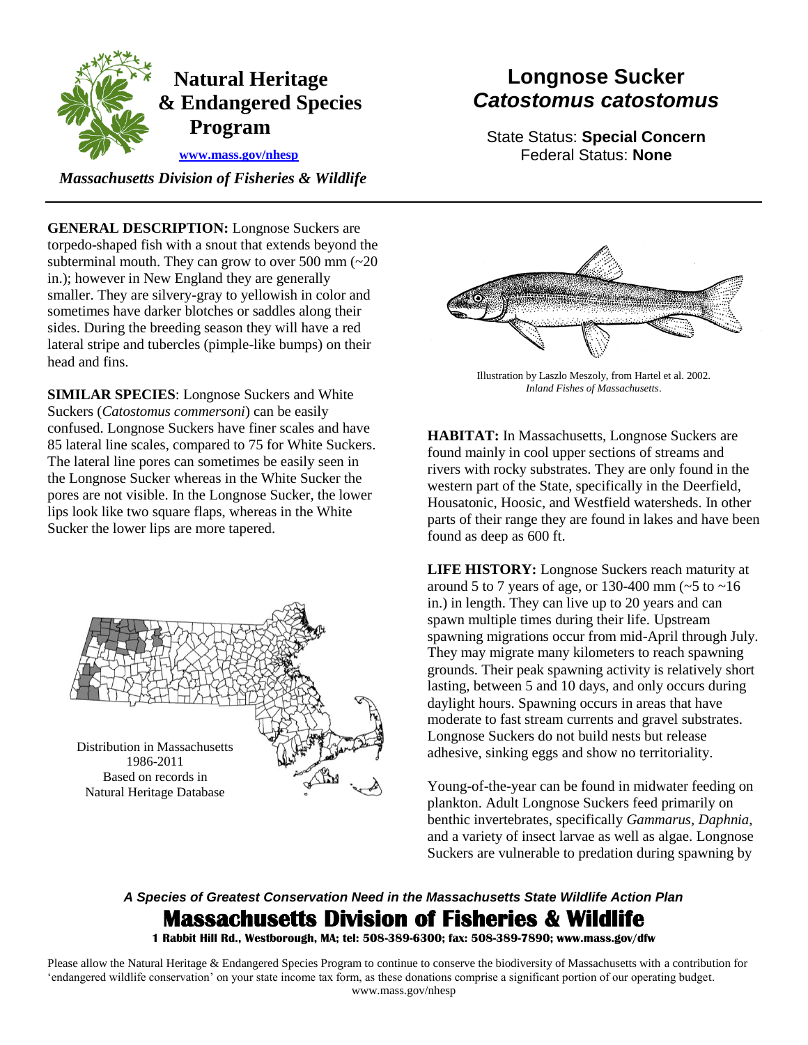# Natural Heritage & Endangered Species Program

www.mass.gov/nhesp

*Massachusetts Division of Fisheries & Wildlife*

# Longnose Sucker
## *Catostomus catostomus*

State Status: **Special Concern**
Federal Status: **None**

**GENERAL DESCRIPTION:** Longnose Suckers are torpedo-shaped fish with a snout that extends beyond the subterminal mouth. They can grow to over 500 mm (~20 in.); however in New England they are generally smaller. They are silvery-gray to yellowish in color and sometimes have darker blotches or saddles along their sides. During the breeding season they will have a red lateral stripe and tubercles (pimple-like bumps) on their head and fins.

**SIMILAR SPECIES**: Longnose Suckers and White Suckers (*Catostomus commersoni*) can be easily confused. Longnose Suckers have finer scales and have 85 lateral line scales, compared to 75 for White Suckers. The lateral line pores can sometimes be easily seen in the Longnose Sucker whereas in the White Sucker the pores are not visible. In the Longnose Sucker, the lower lips look like two square flaps, whereas in the White Sucker the lower lips are more tapered.

Illustration by Laszlo Meszoly, from Hartel et al. 2002. *Inland Fishes of Massachusetts*.

Distribution in Massachusetts 1986-2011 Based on records in Natural Heritage Database

**HABITAT:** In Massachusetts, Longnose Suckers are found mainly in cool upper sections of streams and rivers with rocky substrates. They are only found in the western part of the State, specifically in the Deerfield, Housatonic, Hoosic, and Westfield watersheds. In other parts of their range they are found in lakes and have been found as deep as 600 ft.

**LIFE HISTORY:** Longnose Suckers reach maturity at around 5 to 7 years of age, or 130-400 mm (~5 to ~16 in.) in length. They can live up to 20 years and can spawn multiple times during their life. Upstream spawning migrations occur from mid-April through July. They may migrate many kilometers to reach spawning grounds. Their peak spawning activity is relatively short lasting, between 5 and 10 days, and only occurs during daylight hours. Spawning occurs in areas that have moderate to fast stream currents and gravel substrates. Longnose Suckers do not build nests but release adhesive, sinking eggs and show no territoriality.

Young-of-the-year can be found in midwater feeding on plankton. Adult Longnose Suckers feed primarily on benthic invertebrates, specifically *Gammarus*, *Daphnia*, and a variety of insect larvae as well as algae. Longnose Suckers are vulnerable to predation during spawning by

***A Species of Greatest Conservation Need in the Massachusetts State Wildlife Action Plan***

**Massachusetts Division of Fisheries & Wildlife**

**1 Rabbit Hill Rd., Westborough, MA; tel: 508-389-6300; fax: 508-389-7890; www.mass.gov/dfw**

Please allow the Natural Heritage & Endangered Species Program to continue to conserve the biodiversity of Massachusetts with a contribution for 'endangered wildlife conservation' on your state income tax form, as these donations comprise a significant portion of our operating budget. www.mass.gov/nhesp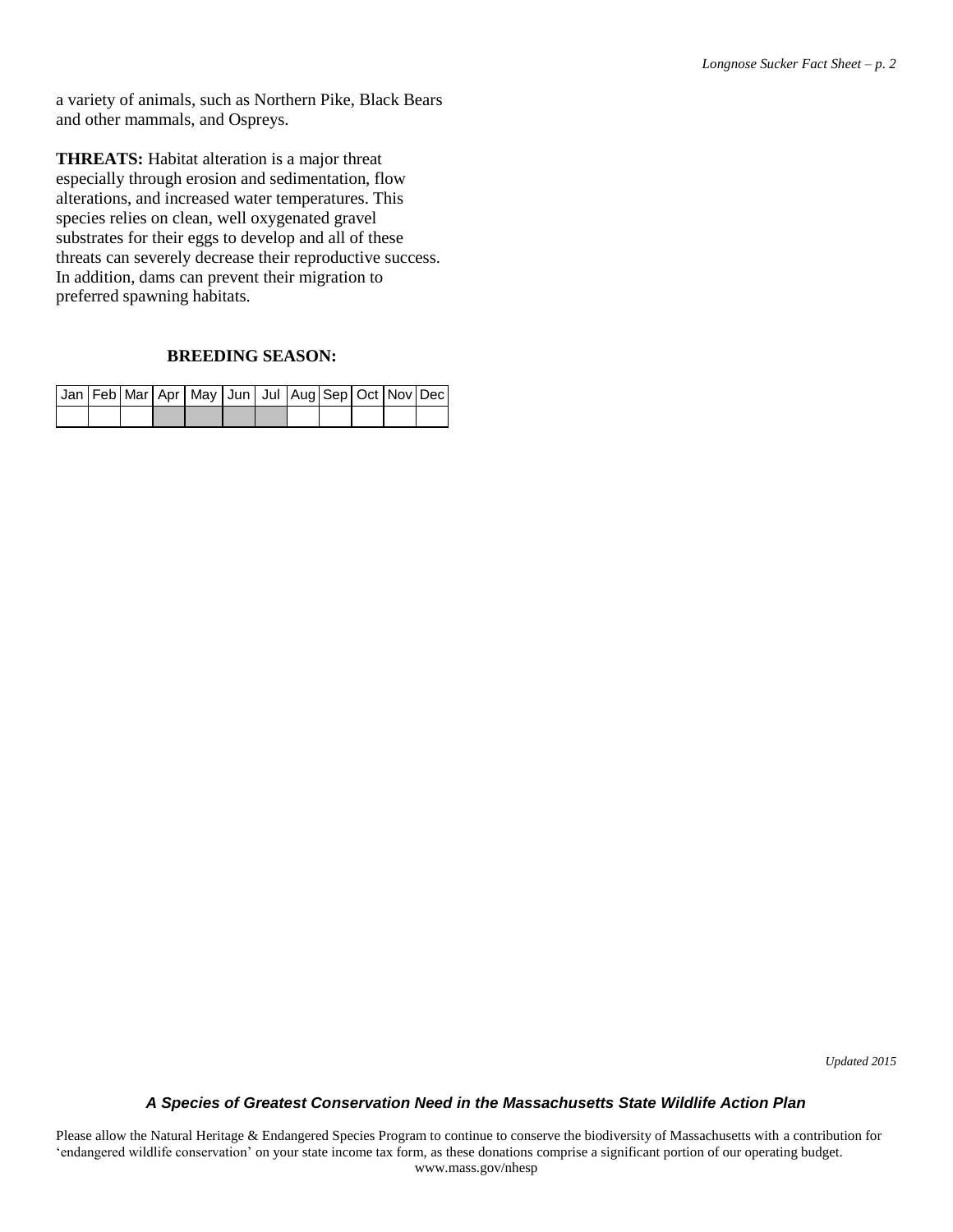a variety of animals, such as Northern Pike, Black Bears and other mammals, and Ospreys.

**THREATS:** Habitat alteration is a major threat especially through erosion and sedimentation, flow alterations, and increased water temperatures. This species relies on clean, well oxygenated gravel substrates for their eggs to develop and all of these threats can severely decrease their reproductive success. In addition, dams can prevent their migration to preferred spawning habitats.

**BREEDING SEASON:**

| Jan | Feb | Mar | Apr | May | Jun | Jul | Aug | Sep | Oct | Nov | Dec |
|---|---|---|---|---|---|---|---|---|---|---|---|
| | | | | | | | | | | | |

*Updated 2015*

***A Species of Greatest Conservation Need in the Massachusetts State Wildlife Action Plan***

Please allow the Natural Heritage & Endangered Species Program to continue to conserve the biodiversity of Massachusetts with a contribution for 'endangered wildlife conservation' on your state income tax form, as these donations comprise a significant portion of our operating budget.
www.mass.gov/nhesp